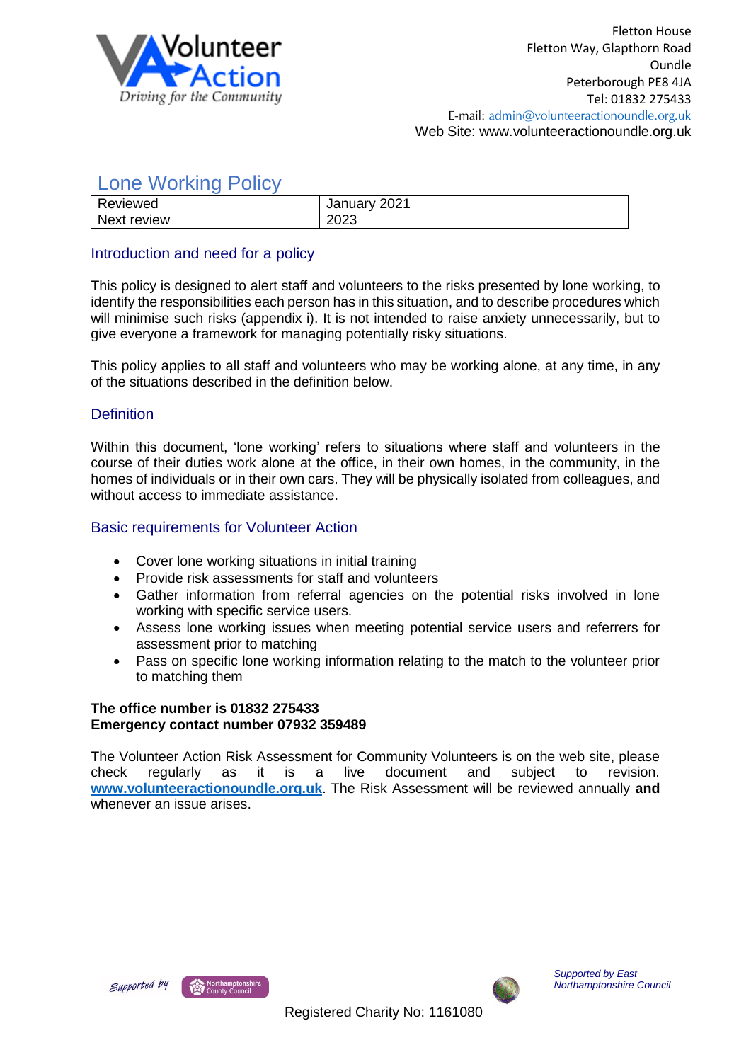Volunteer Action
*Driving for the Community*

Fletton House
Fletton Way, Glapthorn Road
Oundle
Peterborough PE8 4JA
Tel: 01832 275433
E-mail: admin@volunteeractionoundle.org.uk
Web Site: www.volunteeractionoundle.org.uk

# Lone Working Policy

| Reviewed | January 2021 |
|---|---|
| Next review | 2023 |

## Introduction and need for a policy

This policy is designed to alert staff and volunteers to the risks presented by lone working, to identify the responsibilities each person has in this situation, and to describe procedures which will minimise such risks (appendix i). It is not intended to raise anxiety unnecessarily, but to give everyone a framework for managing potentially risky situations.

This policy applies to all staff and volunteers who may be working alone, at any time, in any of the situations described in the definition below.

## Definition

Within this document, 'lone working' refers to situations where staff and volunteers in the course of their duties work alone at the office, in their own homes, in the community, in the homes of individuals or in their own cars. They will be physically isolated from colleagues, and without access to immediate assistance.

## Basic requirements for Volunteer Action

- Cover lone working situations in initial training
- Provide risk assessments for staff and volunteers
- Gather information from referral agencies on the potential risks involved in lone working with specific service users.
- Assess lone working issues when meeting potential service users and referrers for assessment prior to matching
- Pass on specific lone working information relating to the match to the volunteer prior to matching them

**The office number is 01832 275433**
**Emergency contact number 07932 359489**

The Volunteer Action Risk Assessment for Community Volunteers is on the web site, please check regularly as it is a live document and subject to revision. **www.volunteeractionoundle.org.uk**. The Risk Assessment will be reviewed annually **and** whenever an issue arises.

Supported by Northamptonshire County Council

*Supported by East Northamptonshire Council*

Registered Charity No: 1161080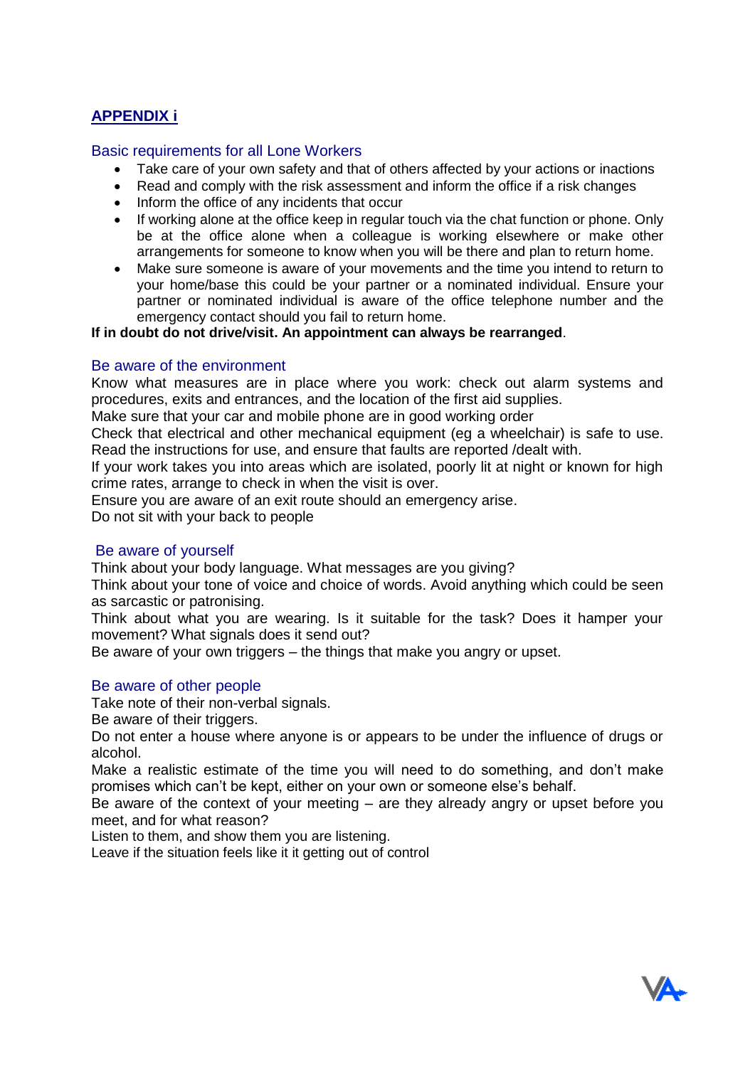## APPENDIX i

### Basic requirements for all Lone Workers

- Take care of your own safety and that of others affected by your actions or inactions
- Read and comply with the risk assessment and inform the office if a risk changes
- Inform the office of any incidents that occur
- If working alone at the office keep in regular touch via the chat function or phone. Only be at the office alone when a colleague is working elsewhere or make other arrangements for someone to know when you will be there and plan to return home.
- Make sure someone is aware of your movements and the time you intend to return to your home/base this could be your partner or a nominated individual. Ensure your partner or nominated individual is aware of the office telephone number and the emergency contact should you fail to return home.

**If in doubt do not drive/visit. An appointment can always be rearranged**.

### Be aware of the environment

Know what measures are in place where you work: check out alarm systems and procedures, exits and entrances, and the location of the first aid supplies.

Make sure that your car and mobile phone are in good working order

Check that electrical and other mechanical equipment (eg a wheelchair) is safe to use. Read the instructions for use, and ensure that faults are reported /dealt with.

If your work takes you into areas which are isolated, poorly lit at night or known for high crime rates, arrange to check in when the visit is over.

Ensure you are aware of an exit route should an emergency arise.

Do not sit with your back to people

### Be aware of yourself

Think about your body language. What messages are you giving?

Think about your tone of voice and choice of words. Avoid anything which could be seen as sarcastic or patronising.

Think about what you are wearing. Is it suitable for the task? Does it hamper your movement? What signals does it send out?

Be aware of your own triggers – the things that make you angry or upset.

### Be aware of other people

Take note of their non-verbal signals.

Be aware of their triggers.

Do not enter a house where anyone is or appears to be under the influence of drugs or alcohol.

Make a realistic estimate of the time you will need to do something, and don't make promises which can't be kept, either on your own or someone else's behalf.

Be aware of the context of your meeting – are they already angry or upset before you meet, and for what reason?

Listen to them, and show them you are listening.

Leave if the situation feels like it it getting out of control